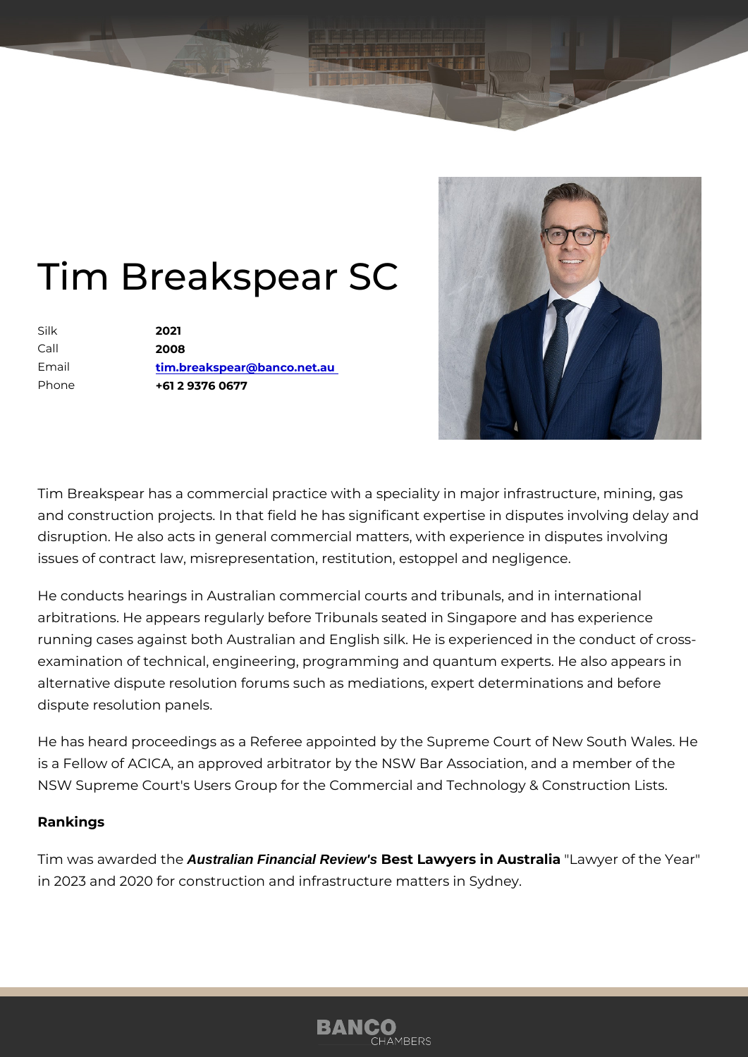# Tim Breakspear SC

| | |
|---|---|
| Silk | **2021** |
| Call | **2008** |
| Email | **tim.breakspear@banco.net.au** |
| Phone | **+61 2 9376 0677** |

Tim Breakspear has a commercial practice with a speciality in major infrastructure, mining, gas and construction projects. In that field he has significant expertise in disputes involving delay and disruption. He also acts in general commercial matters, with experience in disputes involving issues of contract law, misrepresentation, restitution, estoppel and negligence.

He conducts hearings in Australian commercial courts and tribunals, and in international arbitrations. He appears regularly before Tribunals seated in Singapore and has experience running cases against both Australian and English silk. He is experienced in the conduct of cross-examination of technical, engineering, programming and quantum experts. He also appears in alternative dispute resolution forums such as mediations, expert determinations and before dispute resolution panels.

He has heard proceedings as a Referee appointed by the Supreme Court of New South Wales. He is a Fellow of ACICA, an approved arbitrator by the NSW Bar Association, and a member of the NSW Supreme Court's Users Group for the Commercial and Technology & Construction Lists.

**Rankings**

Tim was awarded the ***Australian Financial Review's* Best Lawyers in Australia** "Lawyer of the Year" in 2023 and 2020 for construction and infrastructure matters in Sydney.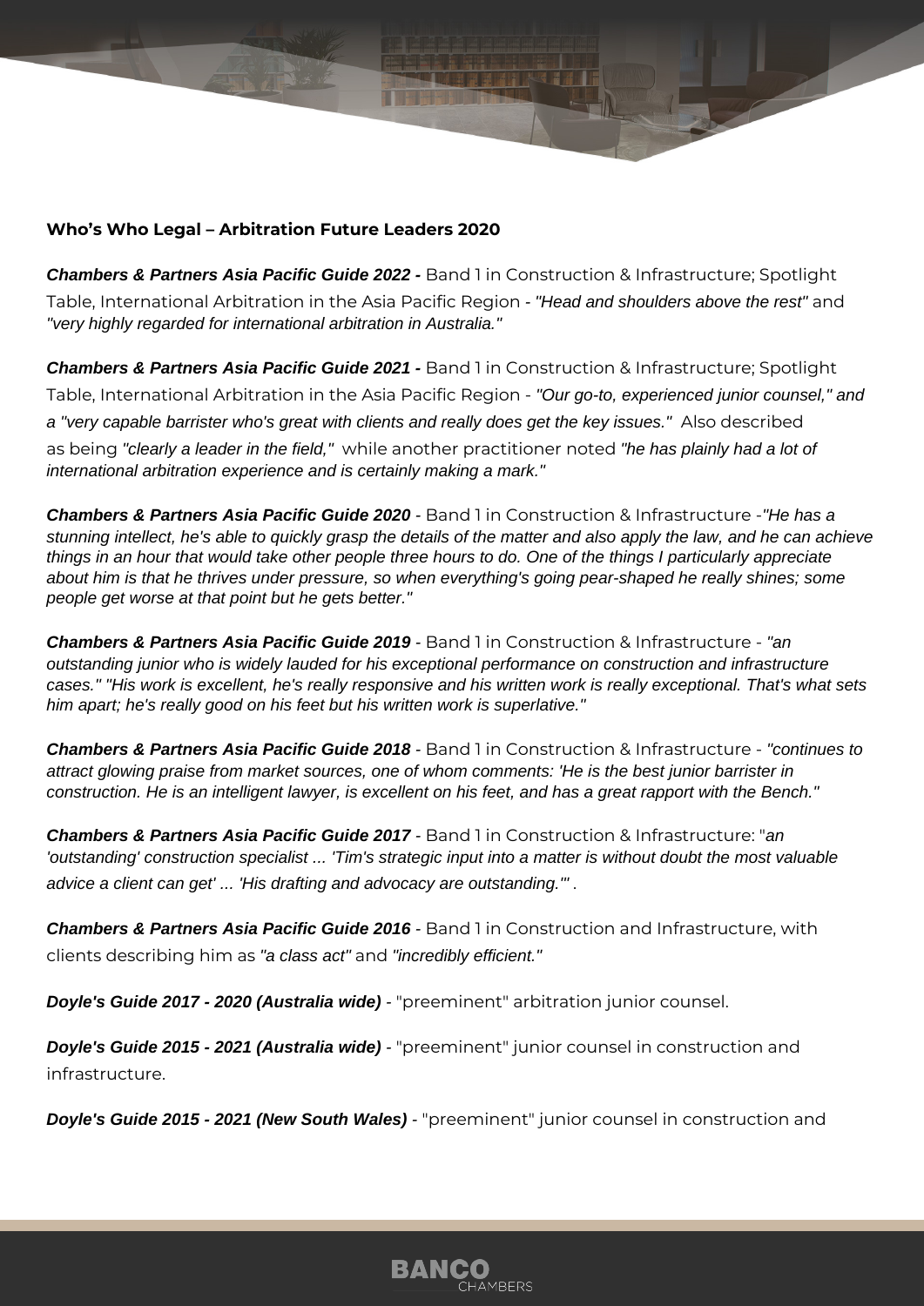**Who's Who Legal – Arbitration Future Leaders 2020**

***Chambers & Partners Asia Pacific Guide 2022 -*** Band 1 in Construction & Infrastructure; Spotlight Table, International Arbitration in the Asia Pacific Region - *"Head and shoulders above the rest"* and *"very highly regarded for international arbitration in Australia."*

***Chambers & Partners Asia Pacific Guide 2021 -*** Band 1 in Construction & Infrastructure; Spotlight Table, International Arbitration in the Asia Pacific Region - *"Our go-to, experienced junior counsel," and a "very capable barrister who's great with clients and really does get the key issues."* Also described as being *"clearly a leader in the field,"* while another practitioner noted *"he has plainly had a lot of international arbitration experience and is certainly making a mark."*

***Chambers & Partners Asia Pacific Guide 2020*** - Band 1 in Construction & Infrastructure -*"He has a stunning intellect, he's able to quickly grasp the details of the matter and also apply the law, and he can achieve things in an hour that would take other people three hours to do. One of the things I particularly appreciate about him is that he thrives under pressure, so when everything's going pear-shaped he really shines; some people get worse at that point but he gets better."*

***Chambers & Partners Asia Pacific Guide 2019*** - Band 1 in Construction & Infrastructure - *"an outstanding junior who is widely lauded for his exceptional performance on construction and infrastructure cases." "His work is excellent, he's really responsive and his written work is really exceptional. That's what sets him apart; he's really good on his feet but his written work is superlative."*

***Chambers & Partners Asia Pacific Guide 2018*** - Band 1 in Construction & Infrastructure - *"continues to attract glowing praise from market sources, one of whom comments: 'He is the best junior barrister in construction. He is an intelligent lawyer, is excellent on his feet, and has a great rapport with the Bench."*

***Chambers & Partners Asia Pacific Guide 2017*** - Band 1 in Construction & Infrastructure: "*an 'outstanding' construction specialist ... 'Tim's strategic input into a matter is without doubt the most valuable advice a client can get' ... 'His drafting and advocacy are outstanding.'"* .

***Chambers & Partners Asia Pacific Guide 2016*** - Band 1 in Construction and Infrastructure, with clients describing him as *"a class act"* and *"incredibly efficient."*

***Doyle's Guide 2017 - 2020 (Australia wide)*** - "preeminent" arbitration junior counsel.

***Doyle's Guide 2015 - 2021 (Australia wide)*** - "preeminent" junior counsel in construction and infrastructure.

***Doyle's Guide 2015 - 2021 (New South Wales)*** - "preeminent" junior counsel in construction and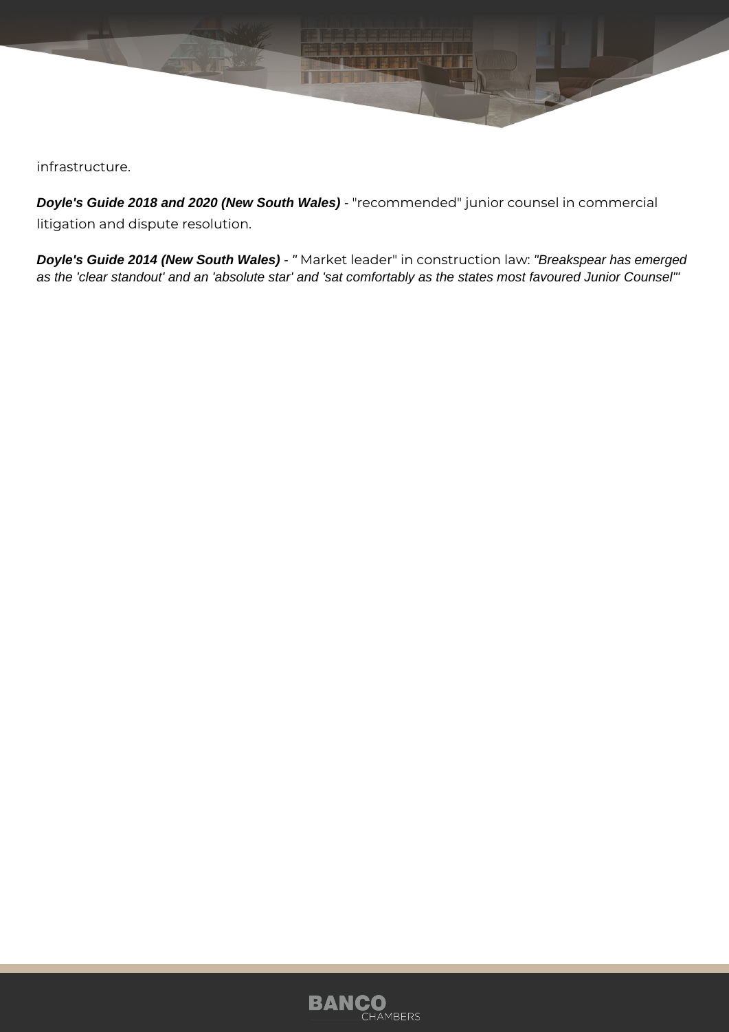infrastructure.

***Doyle's Guide 2018 and 2020 (New South Wales)*** - "recommended" junior counsel in commercial litigation and dispute resolution.

***Doyle's Guide 2014 (New South Wales)*** - *"* Market leader" in construction law: *"Breakspear has emerged as the 'clear standout' and an 'absolute star' and 'sat comfortably as the states most favoured Junior Counsel"'*